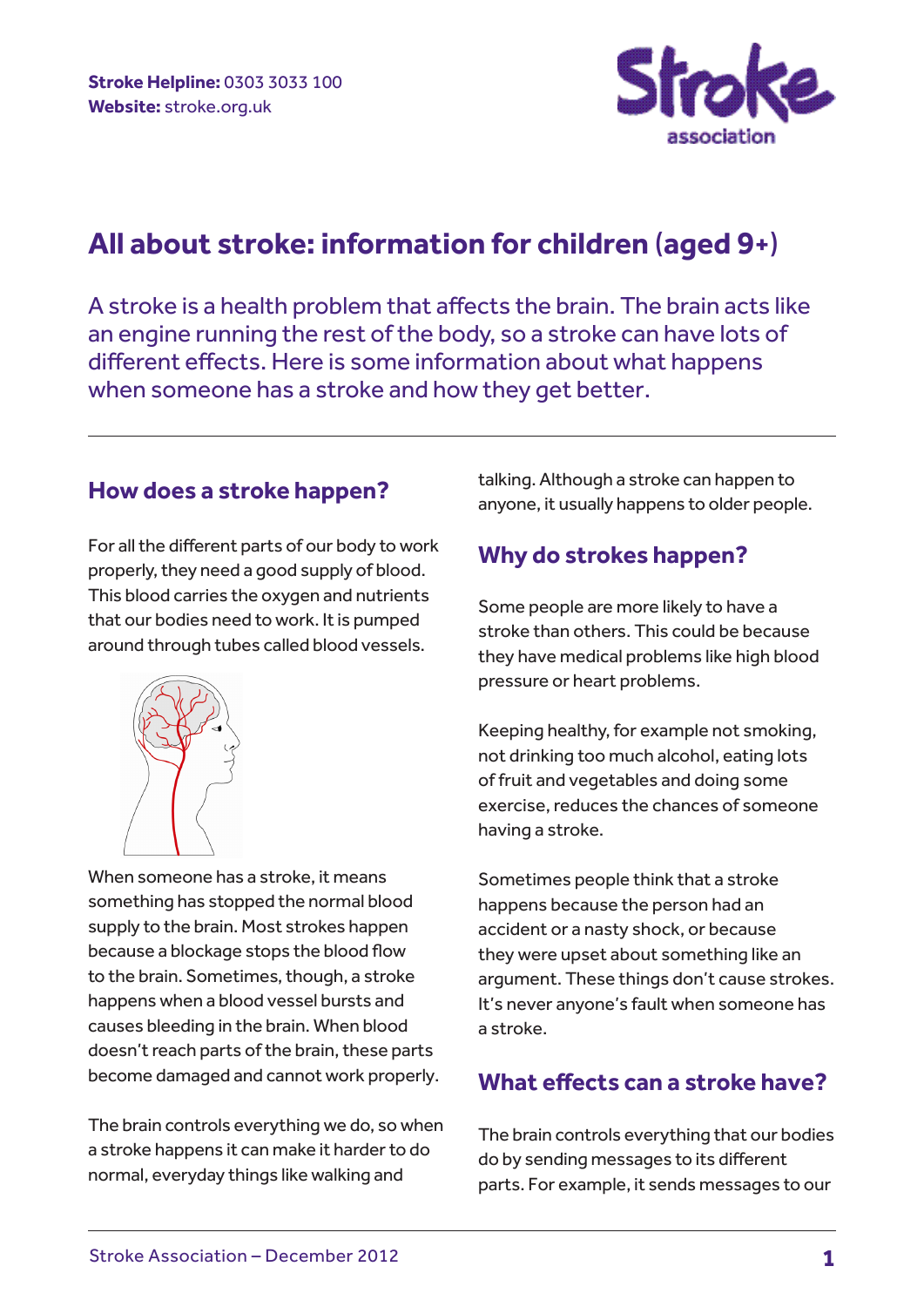**Stroke Helpline:** 0303 3033 100
**Website:** stroke.org.uk

# All about stroke: information for children (aged 9+)

A stroke is a health problem that affects the brain. The brain acts like an engine running the rest of the body, so a stroke can have lots of different effects. Here is some information about what happens when someone has a stroke and how they get better.

## How does a stroke happen?

For all the different parts of our body to work properly, they need a good supply of blood. This blood carries the oxygen and nutrients that our bodies need to work. It is pumped around through tubes called blood vessels.

When someone has a stroke, it means something has stopped the normal blood supply to the brain. Most strokes happen because a blockage stops the blood flow to the brain. Sometimes, though, a stroke happens when a blood vessel bursts and causes bleeding in the brain. When blood doesn't reach parts of the brain, these parts become damaged and cannot work properly.

The brain controls everything we do, so when a stroke happens it can make it harder to do normal, everyday things like walking and talking. Although a stroke can happen to anyone, it usually happens to older people.

## Why do strokes happen?

Some people are more likely to have a stroke than others. This could be because they have medical problems like high blood pressure or heart problems.

Keeping healthy, for example not smoking, not drinking too much alcohol, eating lots of fruit and vegetables and doing some exercise, reduces the chances of someone having a stroke.

Sometimes people think that a stroke happens because the person had an accident or a nasty shock, or because they were upset about something like an argument. These things don't cause strokes. It's never anyone's fault when someone has a stroke.

## What effects can a stroke have?

The brain controls everything that our bodies do by sending messages to its different parts. For example, it sends messages to our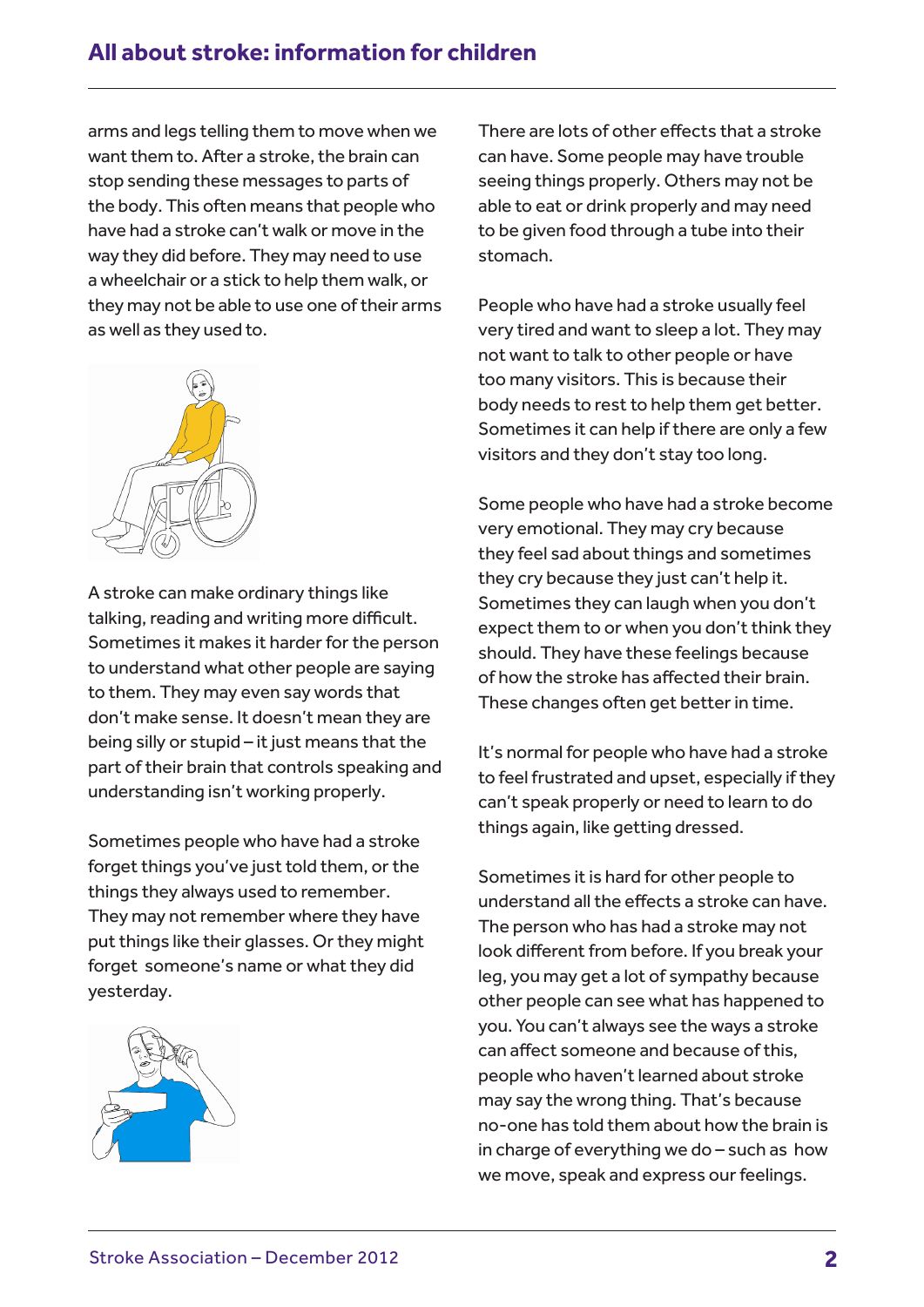arms and legs telling them to move when we want them to. After a stroke, the brain can stop sending these messages to parts of the body. This often means that people who have had a stroke can't walk or move in the way they did before. They may need to use a wheelchair or a stick to help them walk, or they may not be able to use one of their arms as well as they used to.

A stroke can make ordinary things like talking, reading and writing more difficult. Sometimes it makes it harder for the person to understand what other people are saying to them. They may even say words that don't make sense. It doesn't mean they are being silly or stupid – it just means that the part of their brain that controls speaking and understanding isn't working properly.

Sometimes people who have had a stroke forget things you've just told them, or the things they always used to remember. They may not remember where they have put things like their glasses. Or they might forget someone's name or what they did yesterday.

There are lots of other effects that a stroke can have. Some people may have trouble seeing things properly. Others may not be able to eat or drink properly and may need to be given food through a tube into their stomach.

People who have had a stroke usually feel very tired and want to sleep a lot. They may not want to talk to other people or have too many visitors. This is because their body needs to rest to help them get better. Sometimes it can help if there are only a few visitors and they don't stay too long.

Some people who have had a stroke become very emotional. They may cry because they feel sad about things and sometimes they cry because they just can't help it. Sometimes they can laugh when you don't expect them to or when you don't think they should. They have these feelings because of how the stroke has affected their brain. These changes often get better in time.

It's normal for people who have had a stroke to feel frustrated and upset, especially if they can't speak properly or need to learn to do things again, like getting dressed.

Sometimes it is hard for other people to understand all the effects a stroke can have. The person who has had a stroke may not look different from before. If you break your leg, you may get a lot of sympathy because other people can see what has happened to you. You can't always see the ways a stroke can affect someone and because of this, people who haven't learned about stroke may say the wrong thing. That's because no-one has told them about how the brain is in charge of everything we do – such as how we move, speak and express our feelings.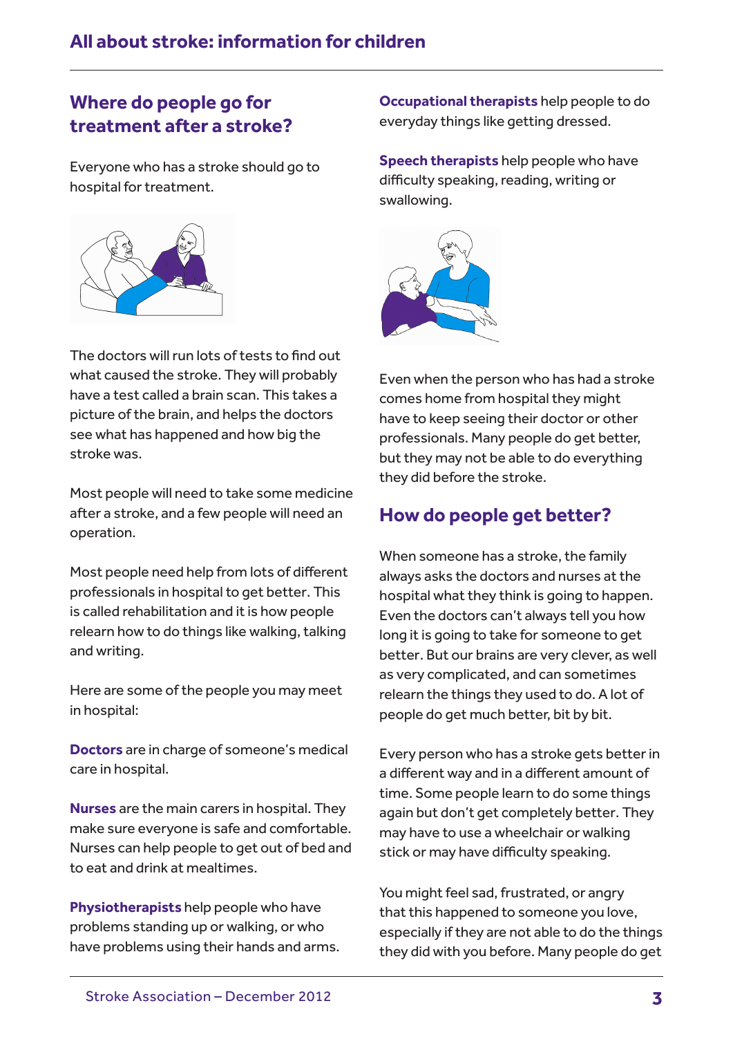## Where do people go for treatment after a stroke?

Everyone who has a stroke should go to hospital for treatment.

The doctors will run lots of tests to find out what caused the stroke. They will probably have a test called a brain scan. This takes a picture of the brain, and helps the doctors see what has happened and how big the stroke was.

Most people will need to take some medicine after a stroke, and a few people will need an operation.

Most people need help from lots of different professionals in hospital to get better. This is called rehabilitation and it is how people relearn how to do things like walking, talking and writing.

Here are some of the people you may meet in hospital:

**Doctors** are in charge of someone's medical care in hospital.

**Nurses** are the main carers in hospital. They make sure everyone is safe and comfortable. Nurses can help people to get out of bed and to eat and drink at mealtimes.

**Physiotherapists** help people who have problems standing up or walking, or who have problems using their hands and arms.

**Occupational therapists** help people to do everyday things like getting dressed.

**Speech therapists** help people who have difficulty speaking, reading, writing or swallowing.

Even when the person who has had a stroke comes home from hospital they might have to keep seeing their doctor or other professionals. Many people do get better, but they may not be able to do everything they did before the stroke.

## How do people get better?

When someone has a stroke, the family always asks the doctors and nurses at the hospital what they think is going to happen. Even the doctors can't always tell you how long it is going to take for someone to get better. But our brains are very clever, as well as very complicated, and can sometimes relearn the things they used to do. A lot of people do get much better, bit by bit.

Every person who has a stroke gets better in a different way and in a different amount of time. Some people learn to do some things again but don't get completely better. They may have to use a wheelchair or walking stick or may have difficulty speaking.

You might feel sad, frustrated, or angry that this happened to someone you love, especially if they are not able to do the things they did with you before. Many people do get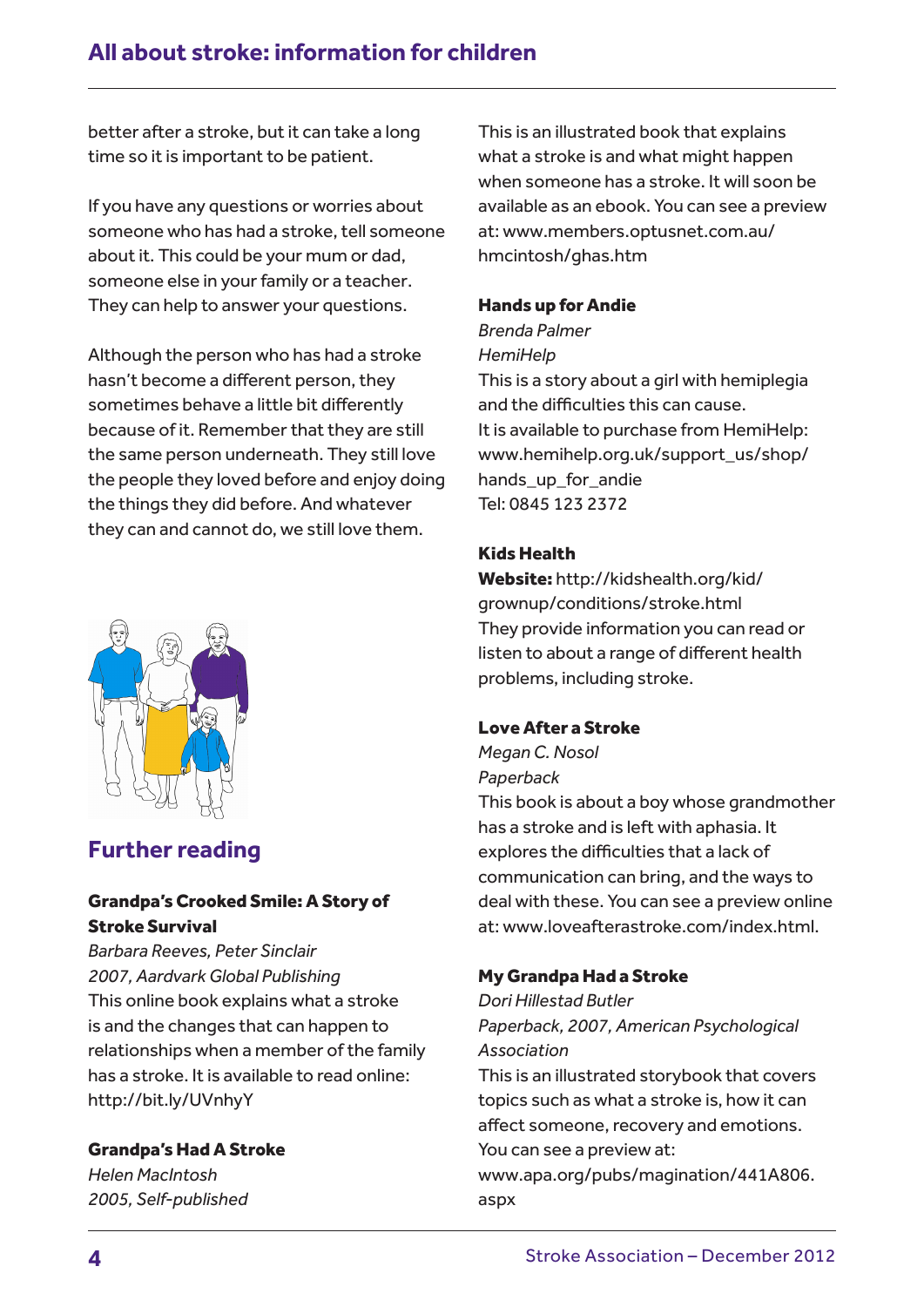better after a stroke, but it can take a long time so it is important to be patient.

If you have any questions or worries about someone who has had a stroke, tell someone about it. This could be your mum or dad, someone else in your family or a teacher. They can help to answer your questions.

Although the person who has had a stroke hasn't become a different person, they sometimes behave a little bit differently because of it. Remember that they are still the same person underneath. They still love the people they loved before and enjoy doing the things they did before. And whatever they can and cannot do, we still love them.

## Further reading

**Grandpa's Crooked Smile: A Story of Stroke Survival**
*Barbara Reeves, Peter Sinclair*
*2007, Aardvark Global Publishing*
This online book explains what a stroke is and the changes that can happen to relationships when a member of the family has a stroke. It is available to read online: http://bit.ly/UVnhyY

**Grandpa's Had A Stroke**
*Helen MacIntosh*
*2005, Self-published*
This is an illustrated book that explains what a stroke is and what might happen when someone has a stroke. It will soon be available as an ebook. You can see a preview at: www.members.optusnet.com.au/hmcintosh/ghas.htm

**Hands up for Andie**
*Brenda Palmer*
*HemiHelp*
This is a story about a girl with hemiplegia and the difficulties this can cause.
It is available to purchase from HemiHelp: www.hemihelp.org.uk/support_us/shop/hands_up_for_andie
Tel: 0845 123 2372

**Kids Health**
**Website:** http://kidshealth.org/kid/grownup/conditions/stroke.html
They provide information you can read or listen to about a range of different health problems, including stroke.

**Love After a Stroke**
*Megan C. Nosol*
*Paperback*
This book is about a boy whose grandmother has a stroke and is left with aphasia. It explores the difficulties that a lack of communication can bring, and the ways to deal with these. You can see a preview online at: www.loveafterastroke.com/index.html.

**My Grandpa Had a Stroke**
*Dori Hillestad Butler*
*Paperback, 2007, American Psychological Association*
This is an illustrated storybook that covers topics such as what a stroke is, how it can affect someone, recovery and emotions. You can see a preview at: www.apa.org/pubs/magination/441A806.aspx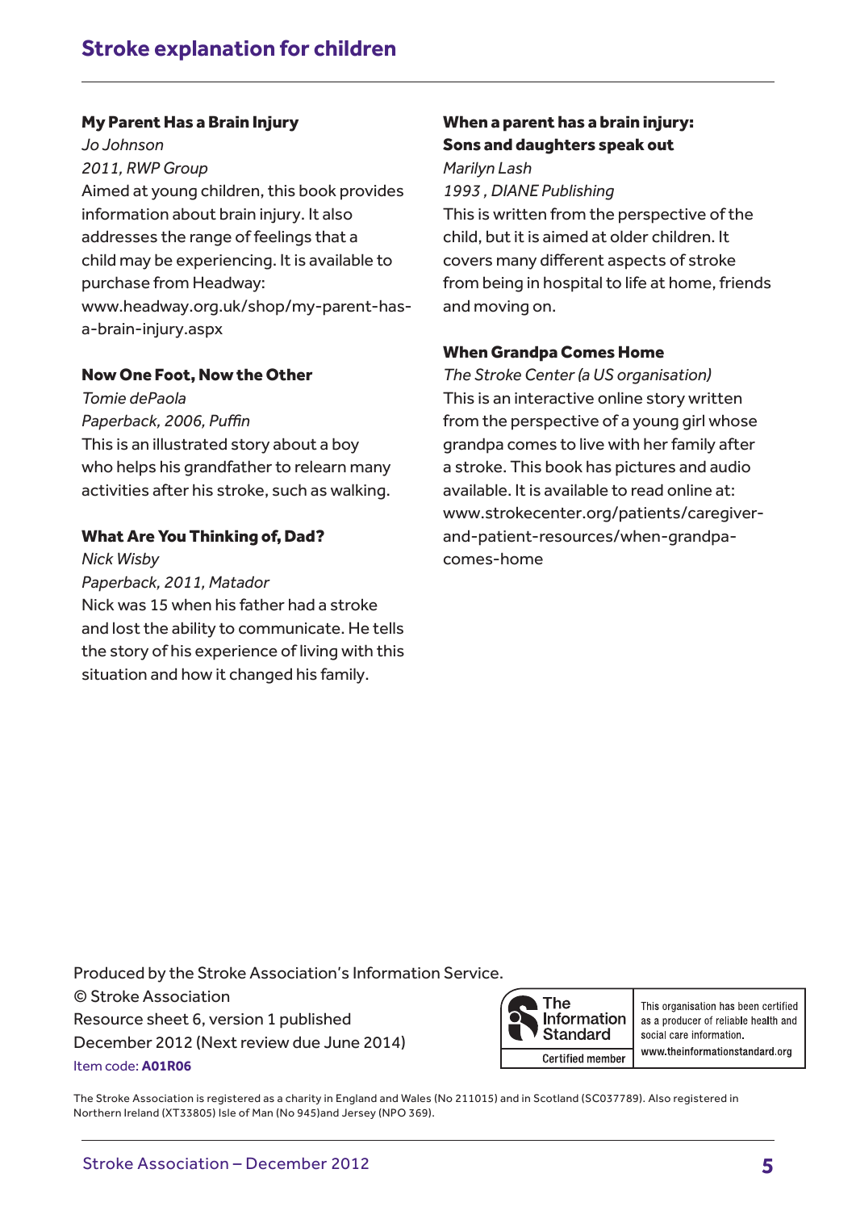**My Parent Has a Brain Injury**
*Jo Johnson*
*2011, RWP Group*
Aimed at young children, this book provides information about brain injury. It also addresses the range of feelings that a child may be experiencing. It is available to purchase from Headway: www.headway.org.uk/shop/my-parent-has-a-brain-injury.aspx

**Now One Foot, Now the Other**
*Tomie dePaola*
*Paperback, 2006, Puffin*
This is an illustrated story about a boy who helps his grandfather to relearn many activities after his stroke, such as walking.

**What Are You Thinking of, Dad?**
*Nick Wisby*
*Paperback, 2011, Matador*
Nick was 15 when his father had a stroke and lost the ability to communicate. He tells the story of his experience of living with this situation and how it changed his family.

**When a parent has a brain injury: Sons and daughters speak out**
*Marilyn Lash*
*1993 , DIANE Publishing*
This is written from the perspective of the child, but it is aimed at older children. It covers many different aspects of stroke from being in hospital to life at home, friends and moving on.

**When Grandpa Comes Home**
*The Stroke Center (a US organisation)*
This is an interactive online story written from the perspective of a young girl whose grandpa comes to live with her family after a stroke. This book has pictures and audio available. It is available to read online at: www.strokecenter.org/patients/caregiver-and-patient-resources/when-grandpa-comes-home

Produced by the Stroke Association's Information Service.
© Stroke Association
Resource sheet 6, version 1 published December 2012 (Next review due June 2014)
Item code: **A01R06**

The Information Standard — Certified member. This organisation has been certified as a producer of reliable health and social care information. www.theinformationstandard.org

The Stroke Association is registered as a charity in England and Wales (No 211015) and in Scotland (SC037789). Also registered in Northern Ireland (XT33805) Isle of Man (No 945)and Jersey (NPO 369).